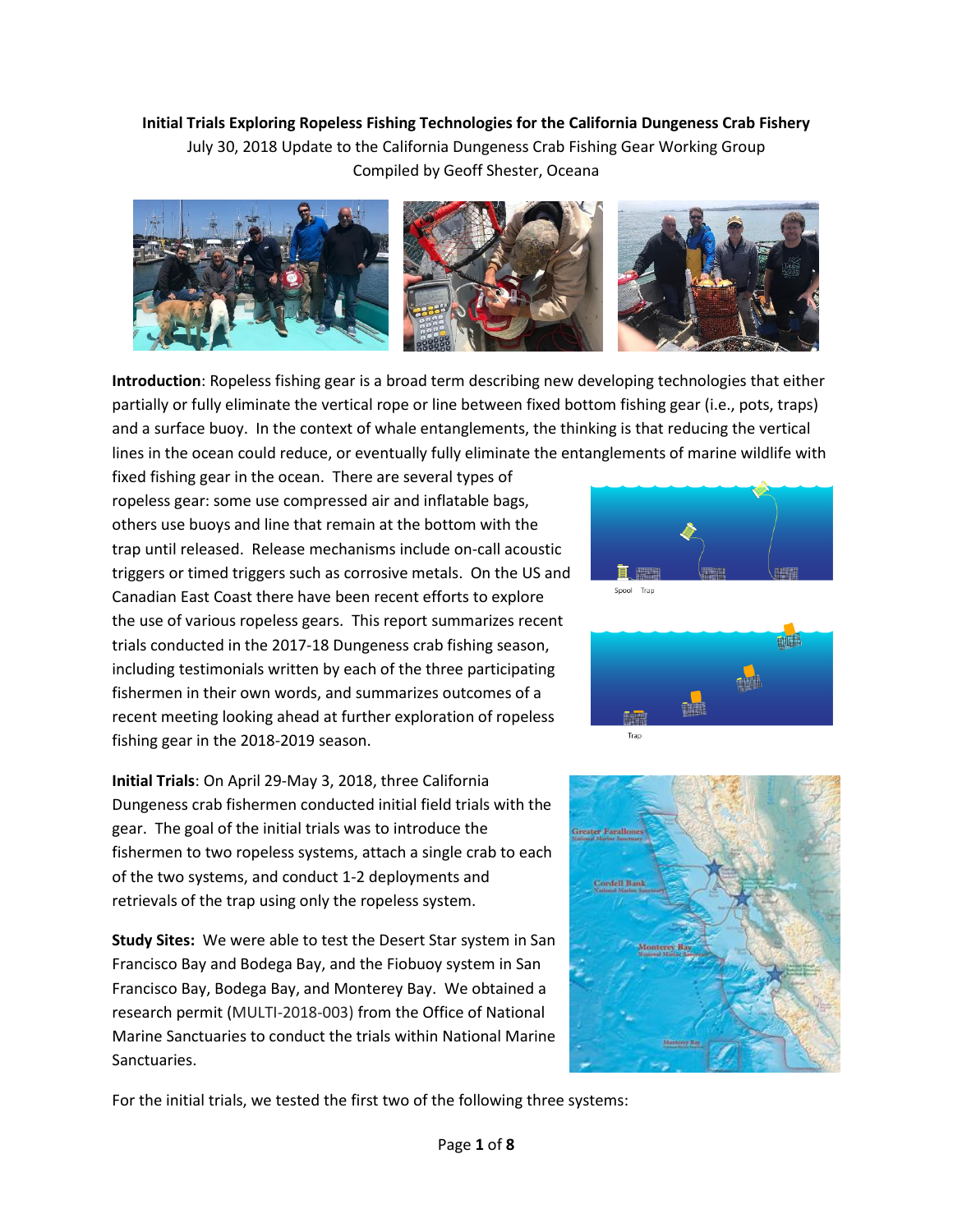**Initial Trials Exploring Ropeless Fishing Technologies for the California Dungeness Crab Fishery**

July 30, 2018 Update to the California Dungeness Crab Fishing Gear Working Group

Compiled by Geoff Shester, Oceana

**Introduction**: Ropeless fishing gear is a broad term describing new developing technologies that either partially or fully eliminate the vertical rope or line between fixed bottom fishing gear (i.e., pots, traps) and a surface buoy. In the context of whale entanglements, the thinking is that reducing the vertical lines in the ocean could reduce, or eventually fully eliminate the entanglements of marine wildlife with fixed fishing gear in the ocean. There are several types of ropeless gear: some use compressed air and inflatable bags, others use buoys and line that remain at the bottom with the trap until released. Release mechanisms include on-call acoustic triggers or timed triggers such as corrosive metals. On the US and Canadian East Coast there have been recent efforts to explore the use of various ropeless gears. This report summarizes recent trials conducted in the 2017-18 Dungeness crab fishing season, including testimonials written by each of the three participating fishermen in their own words, and summarizes outcomes of a recent meeting looking ahead at further exploration of ropeless fishing gear in the 2018-2019 season.

**Initial Trials**: On April 29-May 3, 2018, three California Dungeness crab fishermen conducted initial field trials with the gear. The goal of the initial trials was to introduce the fishermen to two ropeless systems, attach a single crab to each of the two systems, and conduct 1-2 deployments and retrievals of the trap using only the ropeless system.

**Study Sites:** We were able to test the Desert Star system in San Francisco Bay and Bodega Bay, and the Fiobuoy system in San Francisco Bay, Bodega Bay, and Monterey Bay. We obtained a research permit (MULTI-2018-003) from the Office of National Marine Sanctuaries to conduct the trials within National Marine Sanctuaries.

For the initial trials, we tested the first two of the following three systems: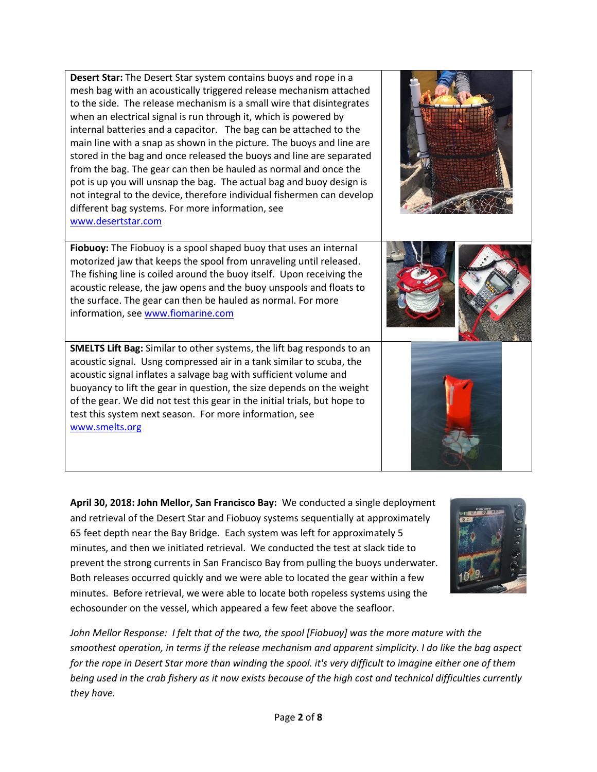| | |
|---|---|
| **Desert Star:** The Desert Star system contains buoys and rope in a mesh bag with an acoustically triggered release mechanism attached to the side. The release mechanism is a small wire that disintegrates when an electrical signal is run through it, which is powered by internal batteries and a capacitor. The bag can be attached to the main line with a snap as shown in the picture. The buoys and line are stored in the bag and once released the buoys and line are separated from the bag. The gear can then be hauled as normal and once the pot is up you will unsnap the bag. The actual bag and buoy design is not integral to the device, therefore individual fishermen can develop different bag systems. For more information, see [www.desertstar.com](http://www.desertstar.com) | |
| **Fiobuoy:** The Fiobuoy is a spool shaped buoy that uses an internal motorized jaw that keeps the spool from unraveling until released. The fishing line is coiled around the buoy itself. Upon receiving the acoustic release, the jaw opens and the buoy unspools and floats to the surface. The gear can then be hauled as normal. For more information, see [www.fiomarine.com](http://www.fiomarine.com) | |
| **SMELTS Lift Bag:** Similar to other systems, the lift bag responds to an acoustic signal. Usng compressed air in a tank similar to scuba, the acoustic signal inflates a salvage bag with sufficient volume and buoyancy to lift the gear in question, the size depends on the weight of the gear. We did not test this gear in the initial trials, but hope to test this system next season. For more information, see [www.smelts.org](http://www.smelts.org) | |

**April 30, 2018: John Mellor, San Francisco Bay:** We conducted a single deployment and retrieval of the Desert Star and Fiobuoy systems sequentially at approximately 65 feet depth near the Bay Bridge. Each system was left for approximately 5 minutes, and then we initiated retrieval. We conducted the test at slack tide to prevent the strong currents in San Francisco Bay from pulling the buoys underwater. Both releases occurred quickly and we were able to located the gear within a few minutes. Before retrieval, we were able to locate both ropeless systems using the echosounder on the vessel, which appeared a few feet above the seafloor.

*John Mellor Response: I felt that of the two, the spool [Fiobuoy] was the more mature with the smoothest operation, in terms if the release mechanism and apparent simplicity. I do like the bag aspect for the rope in Desert Star more than winding the spool. it's very difficult to imagine either one of them being used in the crab fishery as it now exists because of the high cost and technical difficulties currently they have.*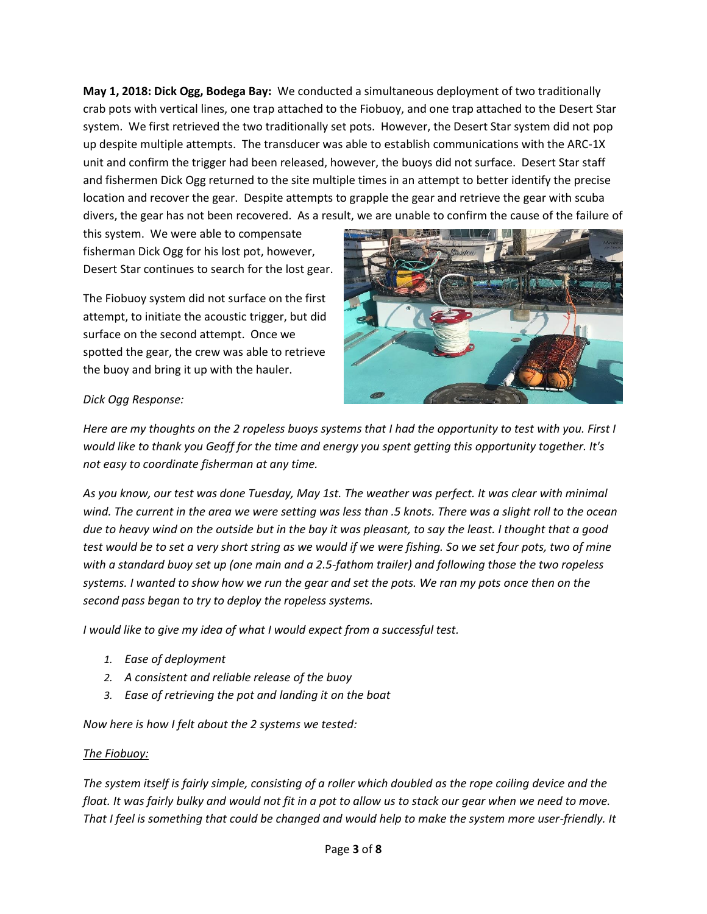**May 1, 2018: Dick Ogg, Bodega Bay:** We conducted a simultaneous deployment of two traditionally crab pots with vertical lines, one trap attached to the Fiobuoy, and one trap attached to the Desert Star system. We first retrieved the two traditionally set pots. However, the Desert Star system did not pop up despite multiple attempts. The transducer was able to establish communications with the ARC-1X unit and confirm the trigger had been released, however, the buoys did not surface. Desert Star staff and fishermen Dick Ogg returned to the site multiple times in an attempt to better identify the precise location and recover the gear. Despite attempts to grapple the gear and retrieve the gear with scuba divers, the gear has not been recovered. As a result, we are unable to confirm the cause of the failure of this system. We were able to compensate fisherman Dick Ogg for his lost pot, however, Desert Star continues to search for the lost gear.

The Fiobuoy system did not surface on the first attempt, to initiate the acoustic trigger, but did surface on the second attempt. Once we spotted the gear, the crew was able to retrieve the buoy and bring it up with the hauler.

*Dick Ogg Response:*

*Here are my thoughts on the 2 ropeless buoys systems that I had the opportunity to test with you. First I would like to thank you Geoff for the time and energy you spent getting this opportunity together. It's not easy to coordinate fisherman at any time.*

*As you know, our test was done Tuesday, May 1st. The weather was perfect. It was clear with minimal wind. The current in the area we were setting was less than .5 knots. There was a slight roll to the ocean due to heavy wind on the outside but in the bay it was pleasant, to say the least. I thought that a good test would be to set a very short string as we would if we were fishing. So we set four pots, two of mine with a standard buoy set up (one main and a 2.5-fathom trailer) and following those the two ropeless systems. I wanted to show how we run the gear and set the pots. We ran my pots once then on the second pass began to try to deploy the ropeless systems.*

*I would like to give my idea of what I would expect from a successful test.*

1. *Ease of deployment*
2. *A consistent and reliable release of the buoy*
3. *Ease of retrieving the pot and landing it on the boat*

*Now here is how I felt about the 2 systems we tested:*

*<u>The Fiobuoy:</u>*

*The system itself is fairly simple, consisting of a roller which doubled as the rope coiling device and the float. It was fairly bulky and would not fit in a pot to allow us to stack our gear when we need to move. That I feel is something that could be changed and would help to make the system more user-friendly. It*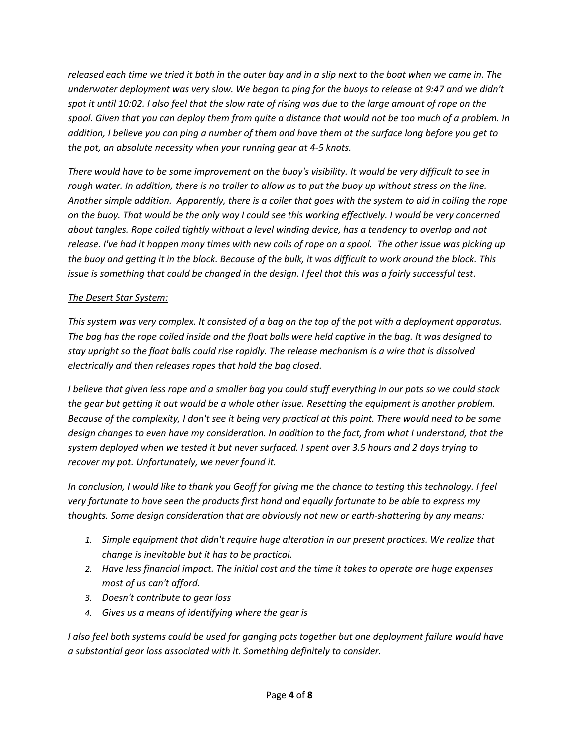*released each time we tried it both in the outer bay and in a slip next to the boat when we came in. The underwater deployment was very slow. We began to ping for the buoys to release at 9:47 and we didn't spot it until 10:02. I also feel that the slow rate of rising was due to the large amount of rope on the spool. Given that you can deploy them from quite a distance that would not be too much of a problem. In addition, I believe you can ping a number of them and have them at the surface long before you get to the pot, an absolute necessity when your running gear at 4-5 knots.*

*There would have to be some improvement on the buoy's visibility. It would be very difficult to see in rough water. In addition, there is no trailer to allow us to put the buoy up without stress on the line. Another simple addition. Apparently, there is a coiler that goes with the system to aid in coiling the rope on the buoy. That would be the only way I could see this working effectively. I would be very concerned about tangles. Rope coiled tightly without a level winding device, has a tendency to overlap and not release. I've had it happen many times with new coils of rope on a spool. The other issue was picking up the buoy and getting it in the block. Because of the bulk, it was difficult to work around the block. This issue is something that could be changed in the design. I feel that this was a fairly successful test.*

*<u>The Desert Star System:</u>*

*This system was very complex. It consisted of a bag on the top of the pot with a deployment apparatus. The bag has the rope coiled inside and the float balls were held captive in the bag. It was designed to stay upright so the float balls could rise rapidly. The release mechanism is a wire that is dissolved electrically and then releases ropes that hold the bag closed.*

*I believe that given less rope and a smaller bag you could stuff everything in our pots so we could stack the gear but getting it out would be a whole other issue. Resetting the equipment is another problem. Because of the complexity, I don't see it being very practical at this point. There would need to be some design changes to even have my consideration. In addition to the fact, from what I understand, that the system deployed when we tested it but never surfaced. I spent over 3.5 hours and 2 days trying to recover my pot. Unfortunately, we never found it.*

*In conclusion, I would like to thank you Geoff for giving me the chance to testing this technology. I feel very fortunate to have seen the products first hand and equally fortunate to be able to express my thoughts. Some design consideration that are obviously not new or earth-shattering by any means:*

1. *Simple equipment that didn't require huge alteration in our present practices. We realize that change is inevitable but it has to be practical.*
2. *Have less financial impact. The initial cost and the time it takes to operate are huge expenses most of us can't afford.*
3. *Doesn't contribute to gear loss*
4. *Gives us a means of identifying where the gear is*

*I also feel both systems could be used for ganging pots together but one deployment failure would have a substantial gear loss associated with it. Something definitely to consider.*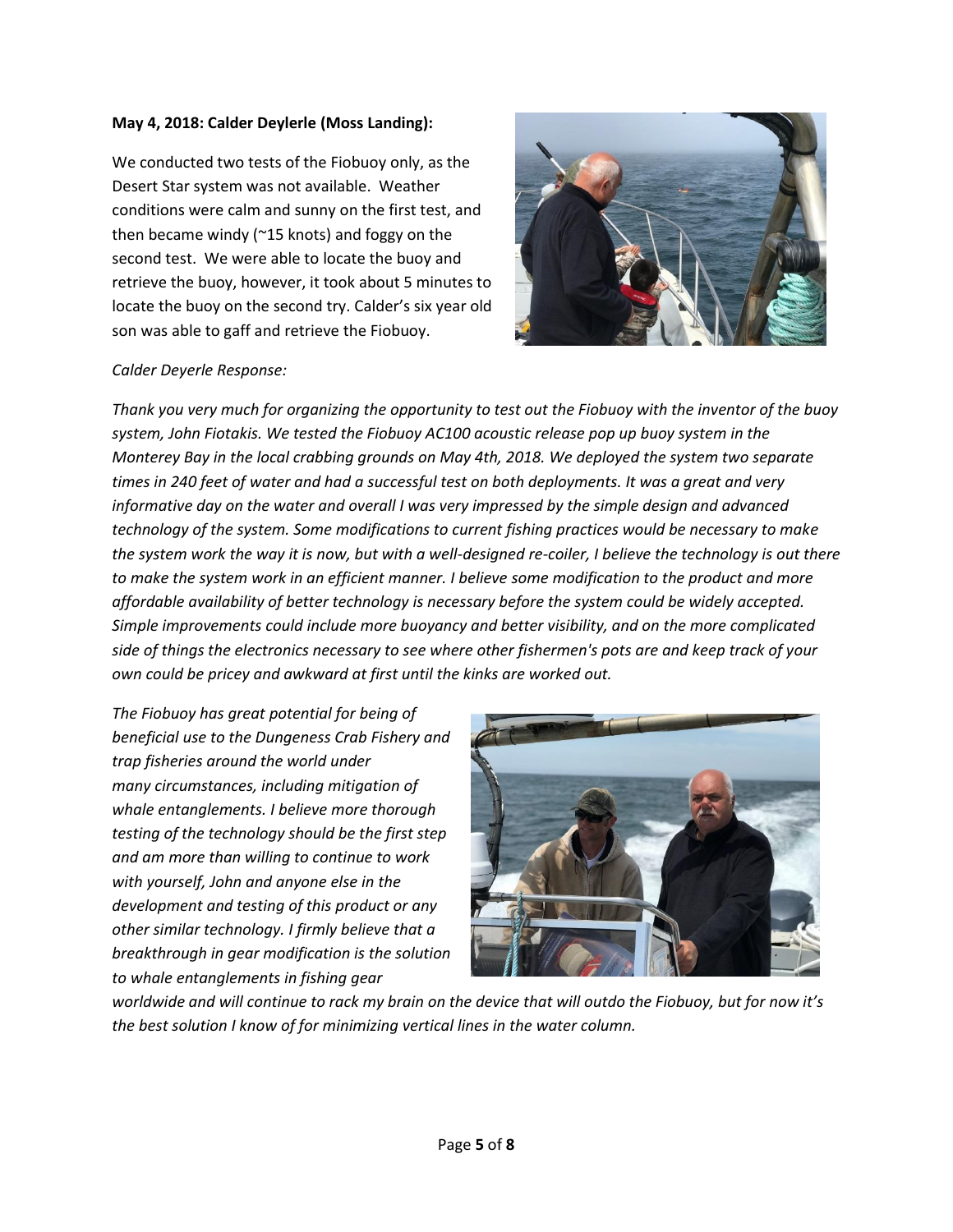**May 4, 2018: Calder Deylerle (Moss Landing):**

We conducted two tests of the Fiobuoy only, as the Desert Star system was not available. Weather conditions were calm and sunny on the first test, and then became windy (~15 knots) and foggy on the second test. We were able to locate the buoy and retrieve the buoy, however, it took about 5 minutes to locate the buoy on the second try. Calder's six year old son was able to gaff and retrieve the Fiobuoy.

*Calder Deyerle Response:*

*Thank you very much for organizing the opportunity to test out the Fiobuoy with the inventor of the buoy system, John Fiotakis. We tested the Fiobuoy AC100 acoustic release pop up buoy system in the Monterey Bay in the local crabbing grounds on May 4th, 2018. We deployed the system two separate times in 240 feet of water and had a successful test on both deployments. It was a great and very informative day on the water and overall I was very impressed by the simple design and advanced technology of the system. Some modifications to current fishing practices would be necessary to make the system work the way it is now, but with a well-designed re-coiler, I believe the technology is out there to make the system work in an efficient manner. I believe some modification to the product and more affordable availability of better technology is necessary before the system could be widely accepted. Simple improvements could include more buoyancy and better visibility, and on the more complicated side of things the electronics necessary to see where other fishermen's pots are and keep track of your own could be pricey and awkward at first until the kinks are worked out.*

*The Fiobuoy has great potential for being of beneficial use to the Dungeness Crab Fishery and trap fisheries around the world under many circumstances, including mitigation of whale entanglements. I believe more thorough testing of the technology should be the first step and am more than willing to continue to work with yourself, John and anyone else in the development and testing of this product or any other similar technology. I firmly believe that a breakthrough in gear modification is the solution to whale entanglements in fishing gear worldwide and will continue to rack my brain on the device that will outdo the Fiobuoy, but for now it's the best solution I know of for minimizing vertical lines in the water column.*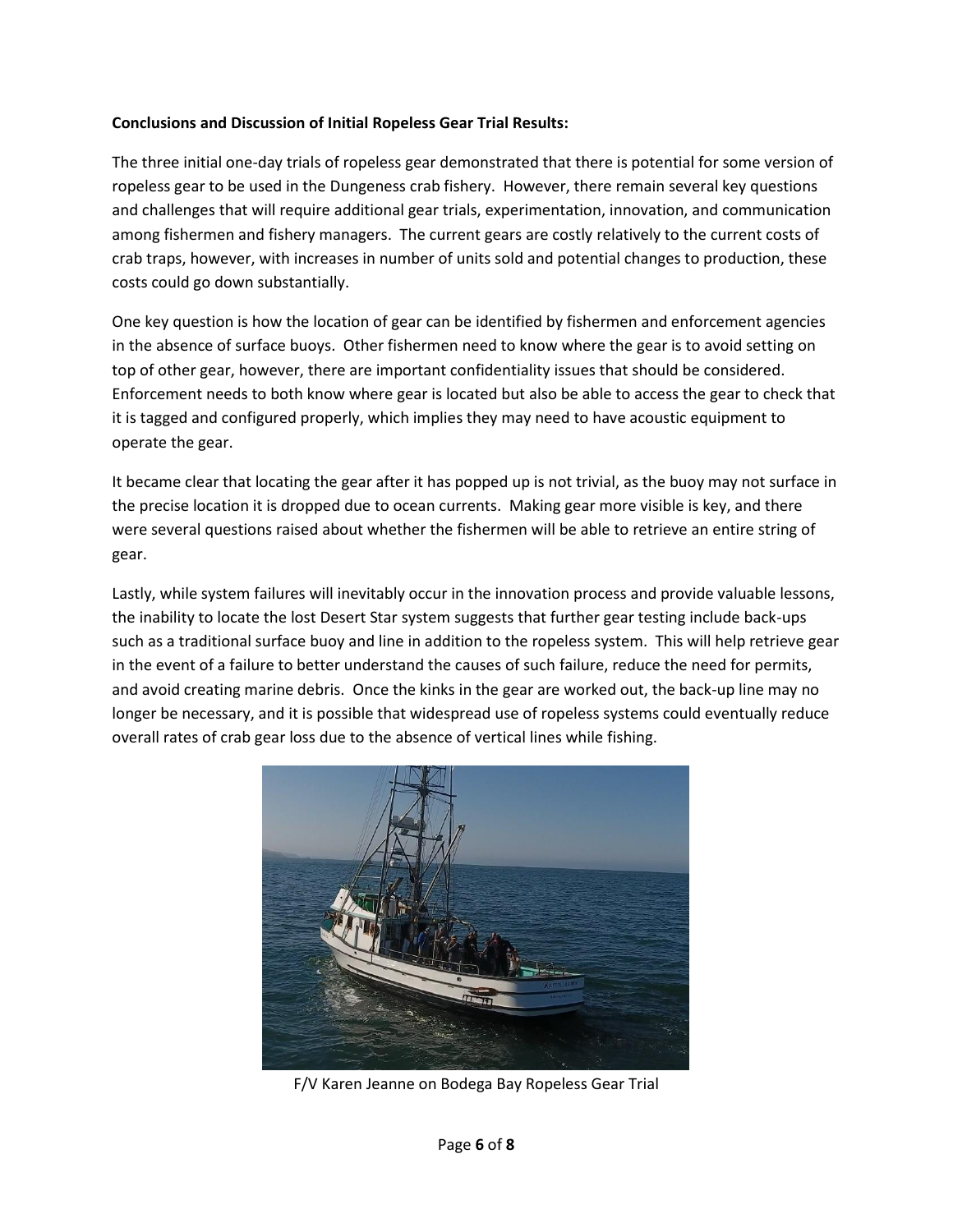**Conclusions and Discussion of Initial Ropeless Gear Trial Results:**

The three initial one-day trials of ropeless gear demonstrated that there is potential for some version of ropeless gear to be used in the Dungeness crab fishery. However, there remain several key questions and challenges that will require additional gear trials, experimentation, innovation, and communication among fishermen and fishery managers. The current gears are costly relatively to the current costs of crab traps, however, with increases in number of units sold and potential changes to production, these costs could go down substantially.

One key question is how the location of gear can be identified by fishermen and enforcement agencies in the absence of surface buoys. Other fishermen need to know where the gear is to avoid setting on top of other gear, however, there are important confidentiality issues that should be considered. Enforcement needs to both know where gear is located but also be able to access the gear to check that it is tagged and configured properly, which implies they may need to have acoustic equipment to operate the gear.

It became clear that locating the gear after it has popped up is not trivial, as the buoy may not surface in the precise location it is dropped due to ocean currents. Making gear more visible is key, and there were several questions raised about whether the fishermen will be able to retrieve an entire string of gear.

Lastly, while system failures will inevitably occur in the innovation process and provide valuable lessons, the inability to locate the lost Desert Star system suggests that further gear testing include back-ups such as a traditional surface buoy and line in addition to the ropeless system. This will help retrieve gear in the event of a failure to better understand the causes of such failure, reduce the need for permits, and avoid creating marine debris. Once the kinks in the gear are worked out, the back-up line may no longer be necessary, and it is possible that widespread use of ropeless systems could eventually reduce overall rates of crab gear loss due to the absence of vertical lines while fishing.

F/V Karen Jeanne on Bodega Bay Ropeless Gear Trial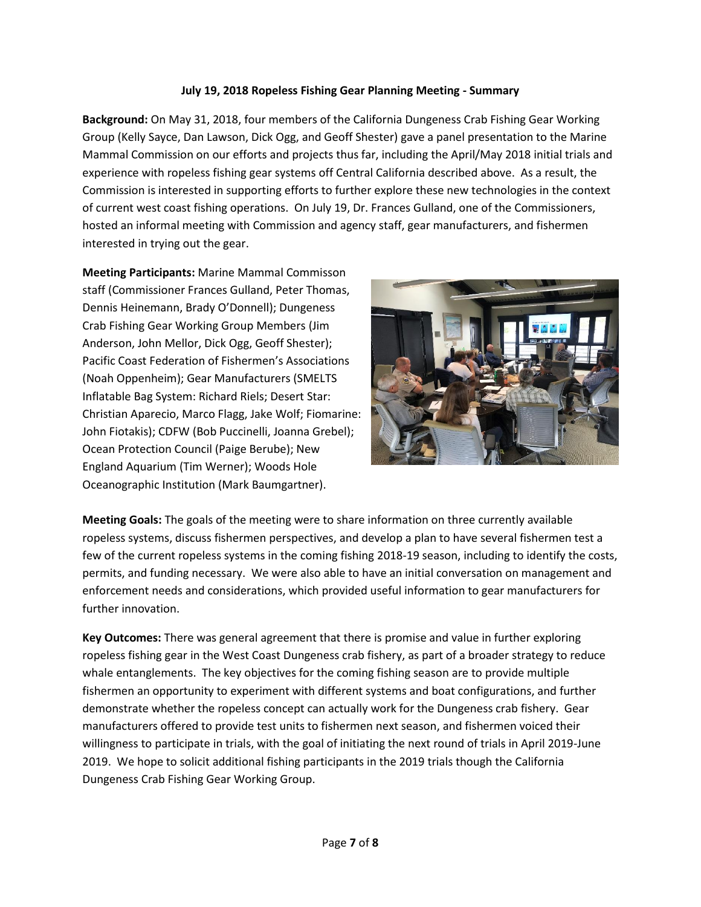**July 19, 2018 Ropeless Fishing Gear Planning Meeting - Summary**

**Background:** On May 31, 2018, four members of the California Dungeness Crab Fishing Gear Working Group (Kelly Sayce, Dan Lawson, Dick Ogg, and Geoff Shester) gave a panel presentation to the Marine Mammal Commission on our efforts and projects thus far, including the April/May 2018 initial trials and experience with ropeless fishing gear systems off Central California described above. As a result, the Commission is interested in supporting efforts to further explore these new technologies in the context of current west coast fishing operations. On July 19, Dr. Frances Gulland, one of the Commissioners, hosted an informal meeting with Commission and agency staff, gear manufacturers, and fishermen interested in trying out the gear.

**Meeting Participants:** Marine Mammal Commisson staff (Commissioner Frances Gulland, Peter Thomas, Dennis Heinemann, Brady O'Donnell); Dungeness Crab Fishing Gear Working Group Members (Jim Anderson, John Mellor, Dick Ogg, Geoff Shester); Pacific Coast Federation of Fishermen's Associations (Noah Oppenheim); Gear Manufacturers (SMELTS Inflatable Bag System: Richard Riels; Desert Star: Christian Aparecio, Marco Flagg, Jake Wolf; Fiomarine: John Fiotakis); CDFW (Bob Puccinelli, Joanna Grebel); Ocean Protection Council (Paige Berube); New England Aquarium (Tim Werner); Woods Hole Oceanographic Institution (Mark Baumgartner).

**Meeting Goals:** The goals of the meeting were to share information on three currently available ropeless systems, discuss fishermen perspectives, and develop a plan to have several fishermen test a few of the current ropeless systems in the coming fishing 2018-19 season, including to identify the costs, permits, and funding necessary. We were also able to have an initial conversation on management and enforcement needs and considerations, which provided useful information to gear manufacturers for further innovation.

**Key Outcomes:** There was general agreement that there is promise and value in further exploring ropeless fishing gear in the West Coast Dungeness crab fishery, as part of a broader strategy to reduce whale entanglements. The key objectives for the coming fishing season are to provide multiple fishermen an opportunity to experiment with different systems and boat configurations, and further demonstrate whether the ropeless concept can actually work for the Dungeness crab fishery. Gear manufacturers offered to provide test units to fishermen next season, and fishermen voiced their willingness to participate in trials, with the goal of initiating the next round of trials in April 2019-June 2019. We hope to solicit additional fishing participants in the 2019 trials though the California Dungeness Crab Fishing Gear Working Group.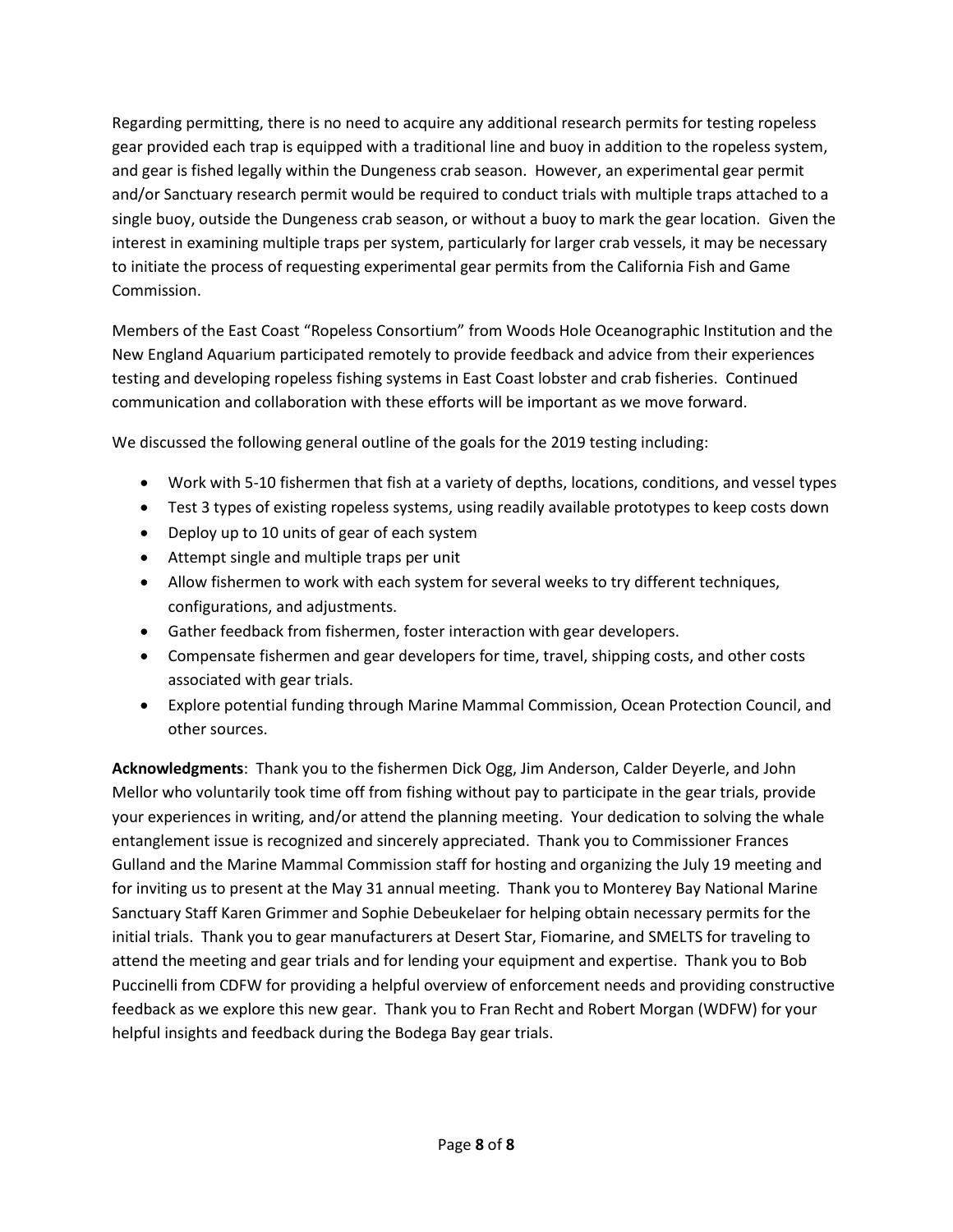Regarding permitting, there is no need to acquire any additional research permits for testing ropeless gear provided each trap is equipped with a traditional line and buoy in addition to the ropeless system, and gear is fished legally within the Dungeness crab season. However, an experimental gear permit and/or Sanctuary research permit would be required to conduct trials with multiple traps attached to a single buoy, outside the Dungeness crab season, or without a buoy to mark the gear location. Given the interest in examining multiple traps per system, particularly for larger crab vessels, it may be necessary to initiate the process of requesting experimental gear permits from the California Fish and Game Commission.

Members of the East Coast "Ropeless Consortium" from Woods Hole Oceanographic Institution and the New England Aquarium participated remotely to provide feedback and advice from their experiences testing and developing ropeless fishing systems in East Coast lobster and crab fisheries. Continued communication and collaboration with these efforts will be important as we move forward.

We discussed the following general outline of the goals for the 2019 testing including:

- Work with 5-10 fishermen that fish at a variety of depths, locations, conditions, and vessel types
- Test 3 types of existing ropeless systems, using readily available prototypes to keep costs down
- Deploy up to 10 units of gear of each system
- Attempt single and multiple traps per unit
- Allow fishermen to work with each system for several weeks to try different techniques, configurations, and adjustments.
- Gather feedback from fishermen, foster interaction with gear developers.
- Compensate fishermen and gear developers for time, travel, shipping costs, and other costs associated with gear trials.
- Explore potential funding through Marine Mammal Commission, Ocean Protection Council, and other sources.

**Acknowledgments**: Thank you to the fishermen Dick Ogg, Jim Anderson, Calder Deyerle, and John Mellor who voluntarily took time off from fishing without pay to participate in the gear trials, provide your experiences in writing, and/or attend the planning meeting. Your dedication to solving the whale entanglement issue is recognized and sincerely appreciated. Thank you to Commissioner Frances Gulland and the Marine Mammal Commission staff for hosting and organizing the July 19 meeting and for inviting us to present at the May 31 annual meeting. Thank you to Monterey Bay National Marine Sanctuary Staff Karen Grimmer and Sophie Debeukelaer for helping obtain necessary permits for the initial trials. Thank you to gear manufacturers at Desert Star, Fiomarine, and SMELTS for traveling to attend the meeting and gear trials and for lending your equipment and expertise. Thank you to Bob Puccinelli from CDFW for providing a helpful overview of enforcement needs and providing constructive feedback as we explore this new gear. Thank you to Fran Recht and Robert Morgan (WDFW) for your helpful insights and feedback during the Bodega Bay gear trials.